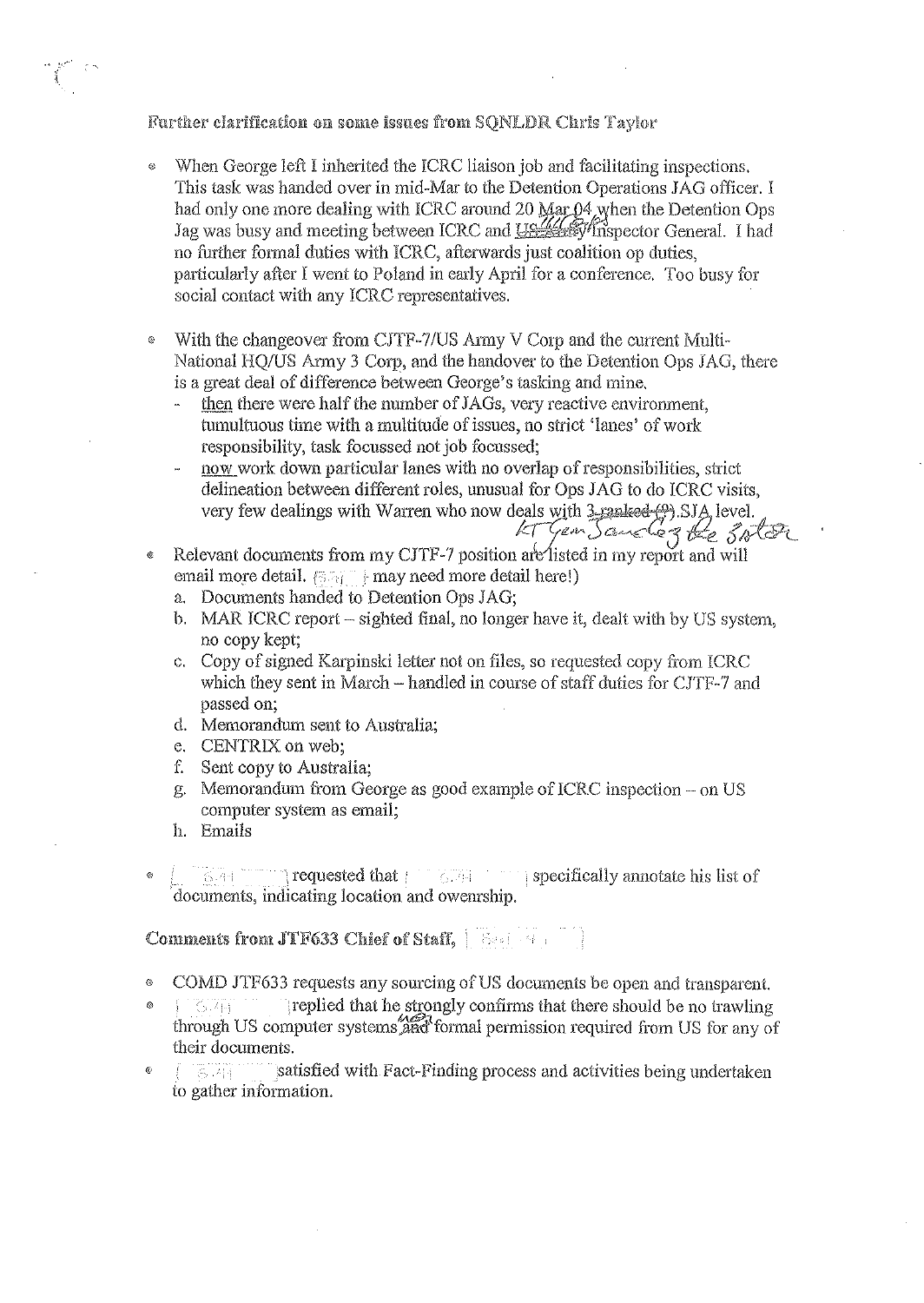**Further clarification on some issues from SQNLDR Chris Taylor**

- When George left I inherited the ICRC liaison job and facilitating inspections. This task was handed over in mid-Mar to the Detention Operations JAG officer. I had only one more dealing with ICRC around 20 Mar 04 when the Detention Ops Jag was busy and meeting between ICRC and ~~US Army~~ MNF-I Inspector General. I had no further formal duties with ICRC, afterwards just coalition op duties, particularly after I went to Poland in early April for a conference. Too busy for social contact with any ICRC representatives.

- With the changeover from CJTF-7/US Army V Corp and the current Multi-National HQ/US Army 3 Corp, and the handover to the Detention Ops JAG, there is a great deal of difference between George's tasking and mine.
  - then there were half the number of JAGs, very reactive environment, tumultuous time with a multitude of issues, no strict 'lanes' of work responsibility, task focussed not job focussed;
  - now work down particular lanes with no overlap of responsibilities, strict delineation between different roles, unusual for Ops JAG to do ICRC visits, very few dealings with Warren who now deals with ~~3 ranked (?)~~ LT Gen Sanchez the SJA level.

- Relevant documents from my CJTF-7 position are listed in my report and will email more detail. (s47 may need more detail here!)
  a. Documents handed to Detention Ops JAG;
  b. MAR ICRC report – sighted final, no longer have it, dealt with by US system, no copy kept;
  c. Copy of signed Karpinski letter not on files, so requested copy from ICRC which they sent in March – handled in course of staff duties for CJTF-7 and passed on;
  d. Memorandum sent to Australia;
  e. CENTRIX on web;
  f. Sent copy to Australia;
  g. Memorandum from George as good example of ICRC inspection – on US computer system as email;
  h. Emails

- [s47] requested that [s47] specifically annotate his list of documents, indicating location and owenrship.

**Comments from JTF633 Chief of Staff, [s47]**

- COMD JTF633 requests any sourcing of US documents be open and transparent.
- [s47] replied that he strongly confirms that there should be no trawling through US computer systems ~~and~~ and formal permission required from US for any of their documents.
- [s47] satisfied with Fact-Finding process and activities being undertaken to gather information.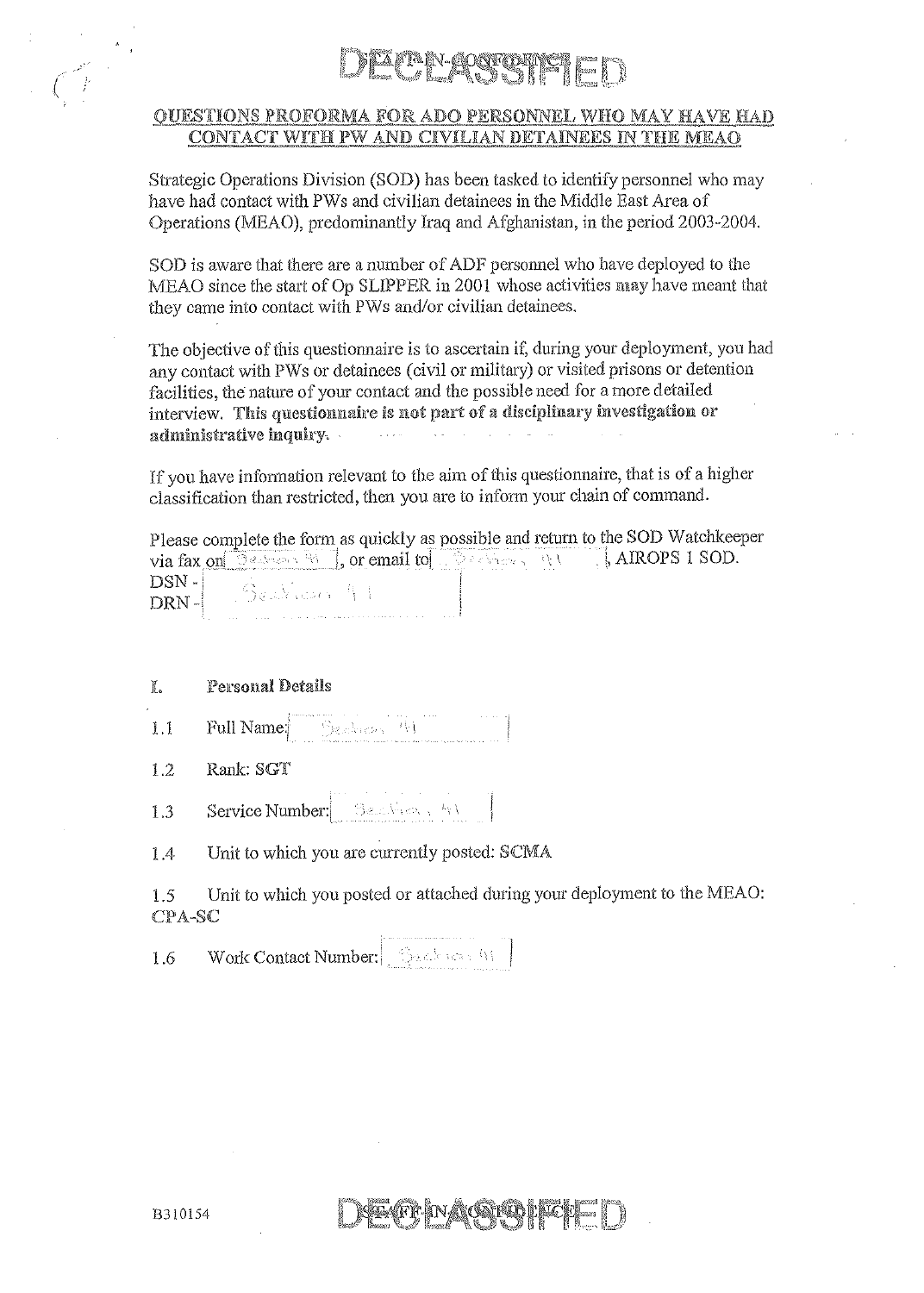DECLASSIFIED

## QUESTIONS PROFORMA FOR ADO PERSONNEL WHO MAY HAVE HAD CONTACT WITH PW AND CIVILIAN DETAINEES IN THE MEAO

Strategic Operations Division (SOD) has been tasked to identify personnel who may have had contact with PWs and civilian detainees in the Middle East Area of Operations (MEAO), predominantly Iraq and Afghanistan, in the period 2003-2004.

SOD is aware that there are a number of ADF personnel who have deployed to the MEAO since the start of Op SLIPPER in 2001 whose activities may have meant that they came into contact with PWs and/or civilian detainees.

The objective of this questionnaire is to ascertain if, during your deployment, you had any contact with PWs or detainees (civil or military) or visited prisons or detention facilities, the nature of your contact and the possible need for a more detailed interview. **This questionnaire is not part of a disciplinary investigation or administrative inquiry.**

If you have information relevant to the aim of this questionnaire, that is of a higher classification than restricted, then you are to inform your chain of command.

Please complete the form as quickly as possible and return to the SOD Watchkeeper via fax on [Section 41], or email to [Section 41], AIROPS 1 SOD.
DSN - [Section 41]
DRN -

**I. Personal Details**

1.1 Full Name: [Section 41]

1.2 Rank: SGT

1.3 Service Number: [Section 41]

1.4 Unit to which you are currently posted: SCMA

1.5 Unit to which you posted or attached during your deployment to the MEAO: CPA-SC

1.6 Work Contact Number: [Section 41]

B310154

DECLASSIFIED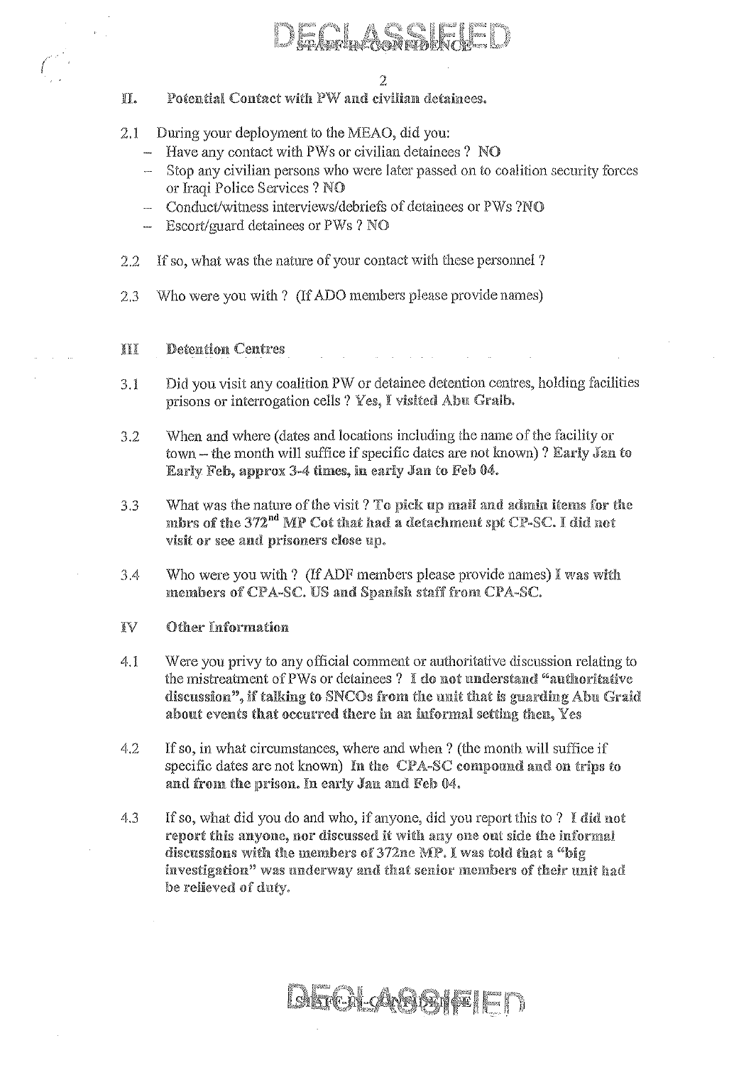## II. Potential Contact with PW and civilian detainees.

2.1 During your deployment to the MEAO, did you:

- Have any contact with PWs or civilian detainees ? **NO**
- Stop any civilian persons who were later passed on to coalition security forces or Iraqi Police Services ? **NO**
- Conduct/witness interviews/debriefs of detainees or PWs ?**NO**
- Escort/guard detainees or PWs ? **NO**

2.2 If so, what was the nature of your contact with these personnel ?

2.3 Who were you with ? (If ADO members please provide names)

## III Detention Centres

3.1 Did you visit any coalition PW or detainee detention centres, holding facilities prisons or interrogation cells ? **Yes, I visited Abu Graib.**

3.2 When and where (dates and locations including the name of the facility or town – the month will suffice if specific dates are not known) ? **Early Jan to Early Feb, approx 3-4 times, in early Jan to Feb 04.**

3.3 What was the nature of the visit ? **To pick up mail and admin items for the mbrs of the 372nd MP Cot that had a detachment spt CP-SC. I did not visit or see and prisoners close up.**

3.4 Who were you with ? (If ADF members please provide names) **I was with members of CPA-SC. US and Spanish staff from CPA-SC.**

## IV Other Information

4.1 Were you privy to any official comment or authoritative discussion relating to the mistreatment of PWs or detainees ? **I do not understand "authoritative discussion", if talking to SNCOs from the unit that is guarding Abu Graid about events that occurred there in an informal setting then, Yes**

4.2 If so, in what circumstances, where and when ? (the month will suffice if specific dates are not known) **In the CPA-SC compound and on trips to and from the prison. In early Jan and Feb 04.**

4.3 If so, what did you do and who, if anyone, did you report this to ? **I did not report this anyone, nor discussed it with any one out side the informal discussions with the members of 372ne MP. I was told that a "big investigation" was underway and that senior members of their unit had be relieved of duty.**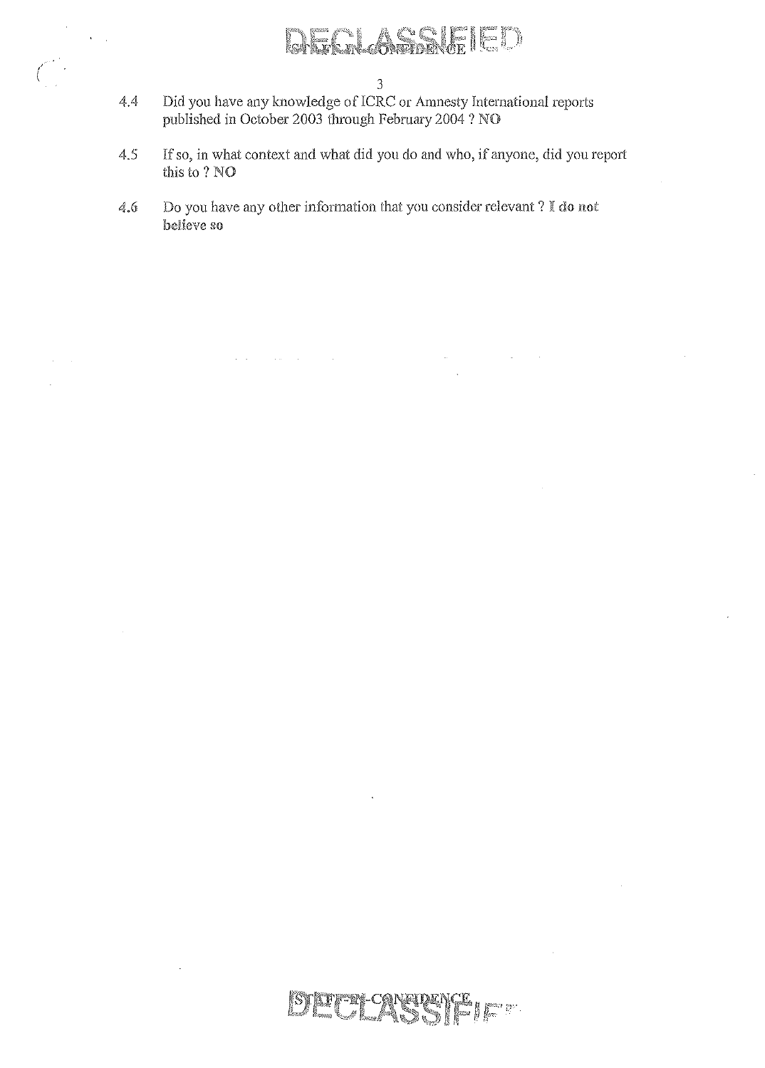4.4 Did you have any knowledge of ICRC or Amnesty International reports published in October 2003 through February 2004 ? **NO**

4.5 If so, in what context and what did you do and who, if anyone, did you report this to ? **NO**

4.6 Do you have any other information that you consider relevant ? **I do not believe so**